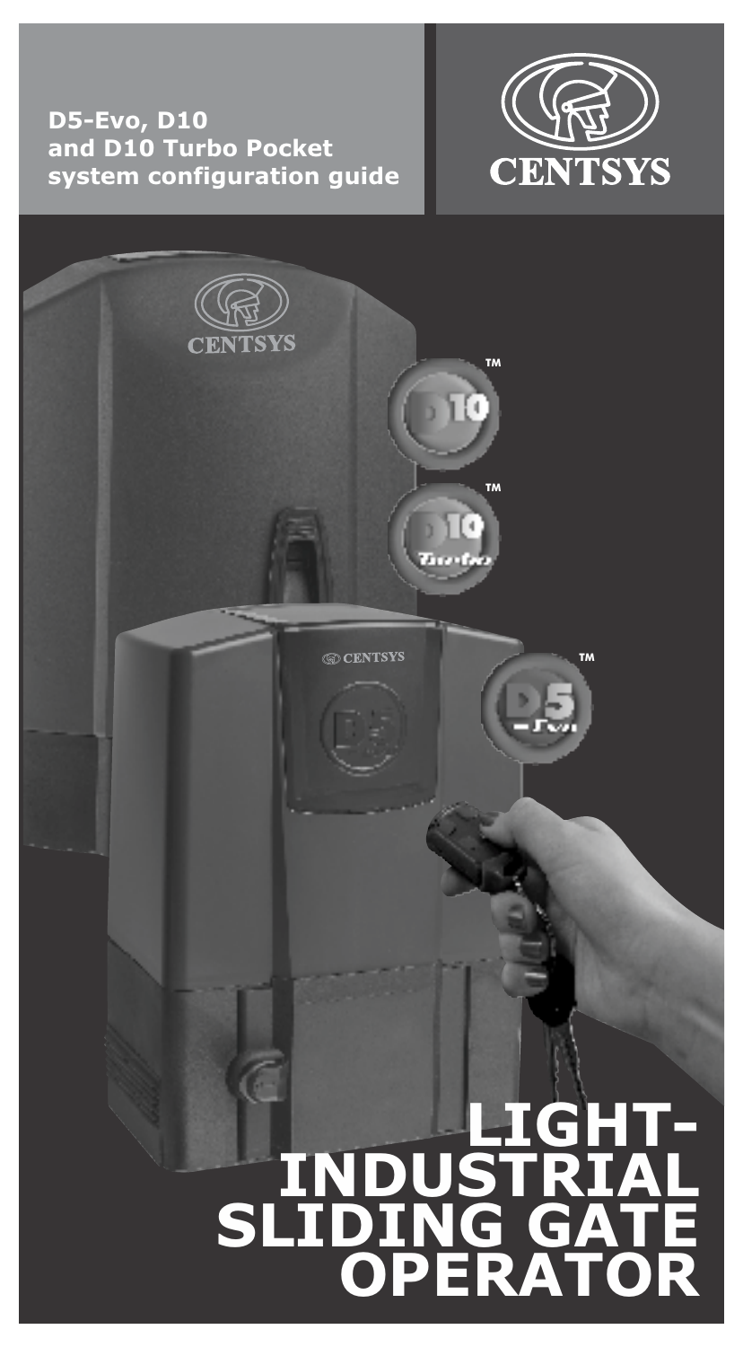**D5-Evo, D10 and D10 Turbo Pocket system configuration guide**

CENTSYS

# LIGHT-INDUSTRIAL SLIDING GATE OPERATOR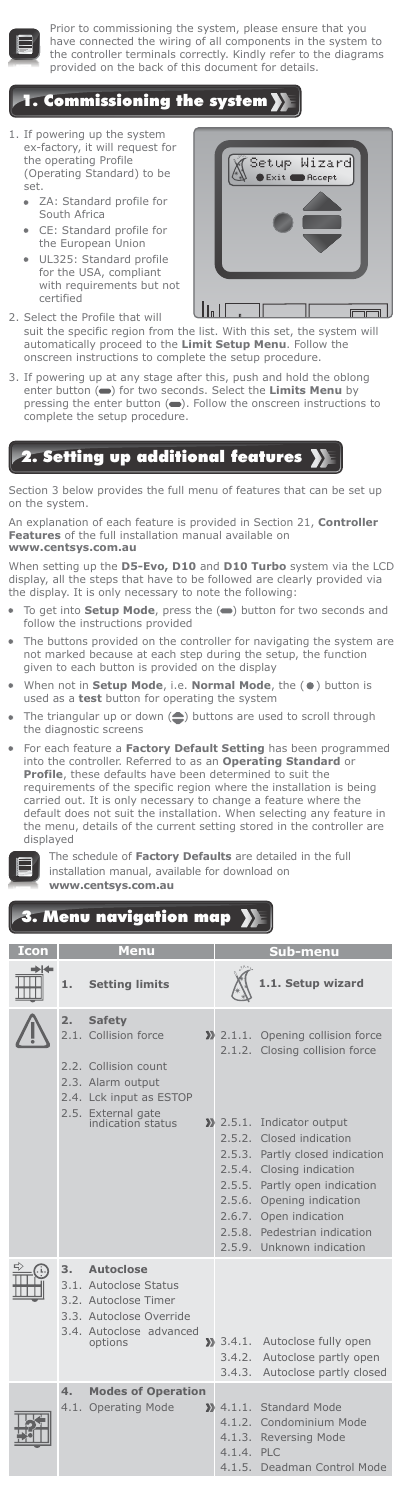Prior to commissioning the system, please ensure that you have connected the wiring of all components in the system to the controller terminals correctly. Kindly refer to the diagrams provided on the back of this document for details.

## 1. Commissioning the system

1. If powering up the system ex-factory, it will request for the operating Profile (Operating Standard) to be set.
   - ZA: Standard profile for South Africa
   - CE: Standard profile for the European Union
   - UL325: Standard profile for the USA, compliant with requirements but not certified
2. Select the Profile that will suit the specific region from the list. With this set, the system will automatically proceed to the **Limit Setup Menu**. Follow the onscreen instructions to complete the setup procedure.
3. If powering up at any stage after this, push and hold the oblong enter button (▬) for two seconds. Select the **Limits Menu** by pressing the enter button (▬). Follow the onscreen instructions to complete the setup procedure.

## 2. Setting up additional features

Section 3 below provides the full menu of features that can be set up on the system.

An explanation of each feature is provided in Section 21, **Controller Features** of the full installation manual available on **www.centsys.com.au**

When setting up the **D5-Evo, D10** and **D10 Turbo** system via the LCD display, all the steps that have to be followed are clearly provided via the display. It is only necessary to note the following:

- To get into **Setup Mode**, press the (▬) button for two seconds and follow the instructions provided
- The buttons provided on the controller for navigating the system are not marked because at each step during the setup, the function given to each button is provided on the display
- When not in **Setup Mode**, i.e. **Normal Mode**, the (●) button is used as a **test** button for operating the system
- The triangular up or down (⬍) buttons are used to scroll through the diagnostic screens
- For each feature a **Factory Default Setting** has been programmed into the controller. Referred to as an **Operating Standard** or **Profile**, these defaults have been determined to suit the requirements of the specific region where the installation is being carried out. It is only necessary to change a feature where the default does not suit the installation. When selecting any feature in the menu, details of the current setting stored in the controller are displayed

The schedule of **Factory Defaults** are detailed in the full installation manual, available for download on **www.centsys.com.au**

## 3. Menu navigation map

| Icon | Menu | Sub-menu |
|---|---|---|
| | 1. Setting limits | 1.1. Setup wizard |
| | 2. Safety<br>2.1. Collision force<br>2.2. Collision count<br>2.3. Alarm output<br>2.4. Lck input as ESTOP<br>2.5. External gate indication status | 2.1.1. Opening collision force<br>2.1.2. Closing collision force<br><br>2.5.1. Indicator output<br>2.5.2. Closed indication<br>2.5.3. Partly closed indication<br>2.5.4. Closing indication<br>2.5.5. Partly open indication<br>2.5.6. Opening indication<br>2.6.7. Open indication<br>2.5.8. Pedestrian indication<br>2.5.9. Unknown indication |
| | 3. Autoclose<br>3.1. Autoclose Status<br>3.2. Autoclose Timer<br>3.3. Autoclose Override<br>3.4. Autoclose advanced options | 3.4.1. Autoclose fully open<br>3.4.2. Autoclose partly open<br>3.4.3. Autoclose partly closed |
| | 4. Modes of Operation<br>4.1. Operating Mode | 4.1.1. Standard Mode<br>4.1.2. Condominium Mode<br>4.1.3. Reversing Mode<br>4.1.4. PLC<br>4.1.5. Deadman Control Mode |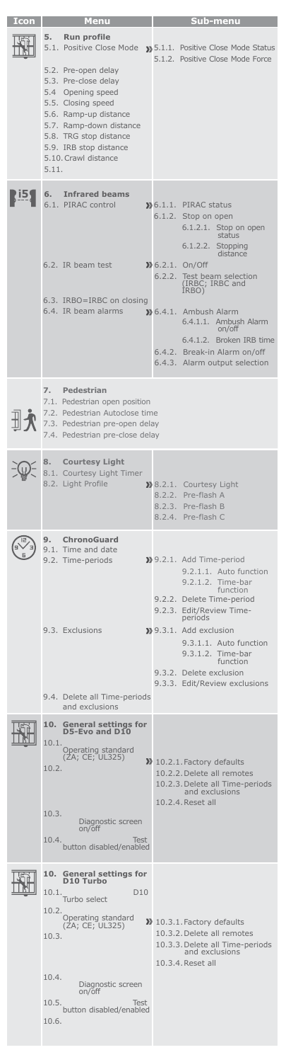| Icon | Menu | Sub-menu |
|---|---|---|
| | **5. Run profile**<br>5.1. Positive Close Mode<br>5.2. Pre-open delay<br>5.3. Pre-close delay<br>5.4 Opening speed<br>5.5. Closing speed<br>5.6. Ramp-up distance<br>5.7. Ramp-down distance<br>5.8. TRG stop distance<br>5.9. IRB stop distance<br>5.10. Crawl distance<br>5.11. | 5.1.1. Positive Close Mode Status<br>5.1.2. Positive Close Mode Force |
| | **6. Infrared beams**<br>6.1. PIRAC control<br>6.2. IR beam test<br>6.3. IRBO=IRBC on closing<br>6.4. IR beam alarms | 6.1.1. PIRAC status<br>6.1.2. Stop on open<br>6.1.2.1. Stop on open status<br>6.1.2.2. Stopping distance<br>6.2.1. On/Off<br>6.2.2. Test beam selection (IRBC; IRBC and IRBO)<br>6.4.1. Ambush Alarm<br>6.4.1.1. Ambush Alarm on/off<br>6.4.1.2. Broken IRB time<br>6.4.2. Break-in Alarm on/off<br>6.4.3. Alarm output selection |
| | **7. Pedestrian**<br>7.1. Pedestrian open position<br>7.2. Pedestrian Autoclose time<br>7.3. Pedestrian pre-open delay<br>7.4. Pedestrian pre-close delay | |
| | **8. Courtesy Light**<br>8.1. Courtesy Light Timer<br>8.2. Light Profile | 8.2.1. Courtesy Light<br>8.2.2. Pre-flash A<br>8.2.3. Pre-flash B<br>8.2.4. Pre-flash C |
| | **9. ChronoGuard**<br>9.1. Time and date<br>9.2. Time-periods<br>9.3. Exclusions<br>9.4. Delete all Time-periods and exclusions | 9.2.1. Add Time-period<br>9.2.1.1. Auto function<br>9.2.1.2. Time-bar function<br>9.2.2. Delete Time-period<br>9.2.3. Edit/Review Time-periods<br>9.3.1. Add exclusion<br>9.3.1.1. Auto function<br>9.3.1.2. Time-bar function<br>9.3.2. Delete exclusion<br>9.3.3. Edit/Review exclusions |
| | **10. General settings for D5-Evo and D10**<br>10.1. Operating standard (ZA; CE; UL325)<br>10.2.<br>10.3. Diagnostic screen on/off<br>10.4. Test button disabled/enabled | 10.2.1. Factory defaults<br>10.2.2. Delete all remotes<br>10.2.3. Delete all Time-periods and exclusions<br>10.2.4. Reset all |
| | **10. General settings for D10 Turbo**<br>10.1. D10 Turbo select<br>10.2. Operating standard (ZA; CE; UL325)<br>10.3.<br>10.4. Diagnostic screen on/off<br>10.5. Test button disabled/enabled<br>10.6. | 10.3.1. Factory defaults<br>10.3.2. Delete all remotes<br>10.3.3. Delete all Time-periods and exclusions<br>10.3.4. Reset all |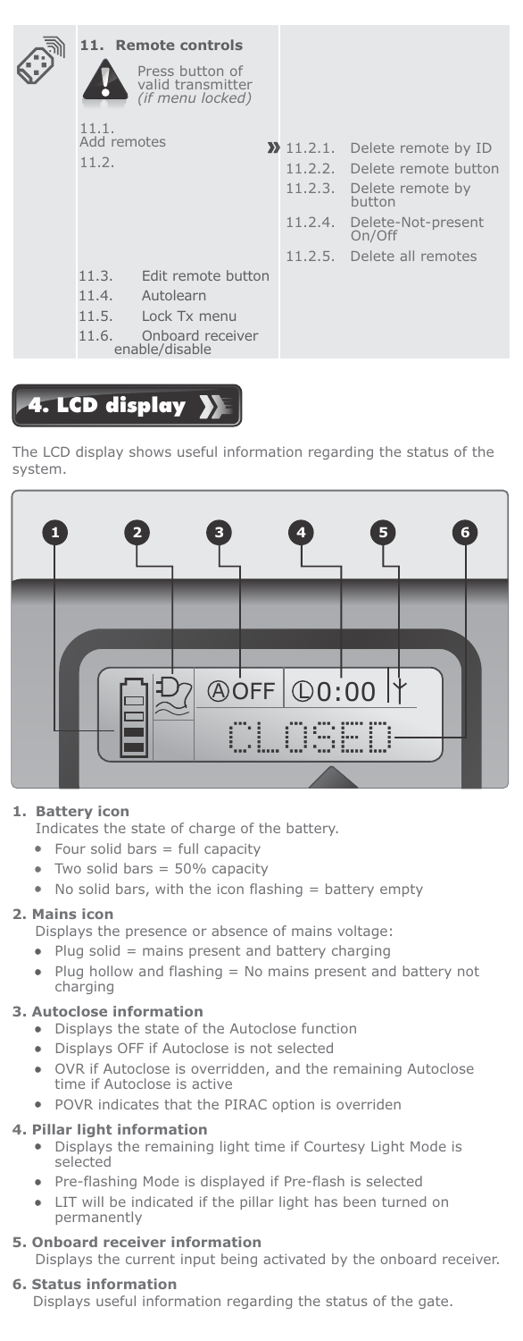**11. Remote controls**

Press button of valid transmitter *(if menu locked)*

- 11.1. Add remotes
- 11.2.
  - 11.2.1. Delete remote by ID
  - 11.2.2. Delete remote button
  - 11.2.3. Delete remote by button
  - 11.2.4. Delete-Not-present On/Off
  - 11.2.5. Delete all remotes
- 11.3. Edit remote button
- 11.4. Autolearn
- 11.5. Lock Tx menu
- 11.6. Onboard receiver enable/disable

# 4. LCD display

The LCD display shows useful information regarding the status of the system.

**1. Battery icon**

Indicates the state of charge of the battery.

- Four solid bars = full capacity
- Two solid bars = 50% capacity
- No solid bars, with the icon flashing = battery empty

**2. Mains icon**

Displays the presence or absence of mains voltage:

- Plug solid = mains present and battery charging
- Plug hollow and flashing = No mains present and battery not charging

**3. Autoclose information**

- Displays the state of the Autoclose function
- Displays OFF if Autoclose is not selected
- OVR if Autoclose is overridden, and the remaining Autoclose time if Autoclose is active
- POVR indicates that the PIRAC option is overriden

**4. Pillar light information**

- Displays the remaining light time if Courtesy Light Mode is selected
- Pre-flashing Mode is displayed if Pre-flash is selected
- LIT will be indicated if the pillar light has been turned on permanently

**5. Onboard receiver information**

Displays the current input being activated by the onboard receiver.

**6. Status information**

Displays useful information regarding the status of the gate.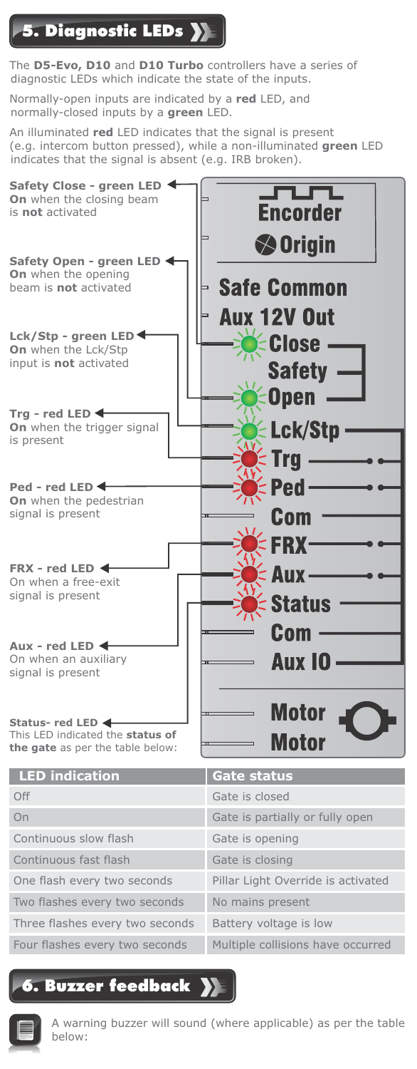## 5. Diagnostic LEDs

The **D5-Evo, D10** and **D10 Turbo** controllers have a series of diagnostic LEDs which indicate the state of the inputs.

Normally-open inputs are indicated by a **red** LED, and normally-closed inputs by a **green** LED.

An illuminated **red** LED indicates that the signal is present (e.g. intercom button pressed), while a non-illuminated **green** LED indicates that the signal is absent (e.g. IRB broken).

**Safety Close - green LED**
**On** when the closing beam is **not** activated

**Safety Open - green LED**
**On** when the opening beam is **not** activated

**Lck/Stp - green LED**
**On** when the Lck/Stp input is **not** activated

**Trg - red LED**
**On** when the trigger signal is present

**Ped - red LED**
**On** when the pedestrian signal is present

**FRX - red LED**
On when a free-exit signal is present

**Aux - red LED**
On when an auxiliary signal is present

**Status- red LED**
This LED indicated the **status of the gate** as per the table below:

Encorder
Origin
Safe Common
Aux 12V Out
Close
Safety
Open
Lck/Stp
Trg
Ped
Com
FRX
Aux
Status
Com
Aux IO
Motor
Motor

| LED indication | Gate status |
|---|---|
| Off | Gate is closed |
| On | Gate is partially or fully open |
| Continuous slow flash | Gate is opening |
| Continuous fast flash | Gate is closing |
| One flash every two seconds | Pillar Light Override is activated |
| Two flashes every two seconds | No mains present |
| Three flashes every two seconds | Battery voltage is low |
| Four flashes every two seconds | Multiple collisions have occurred |

## 6. Buzzer feedback

A warning buzzer will sound (where applicable) as per the table below: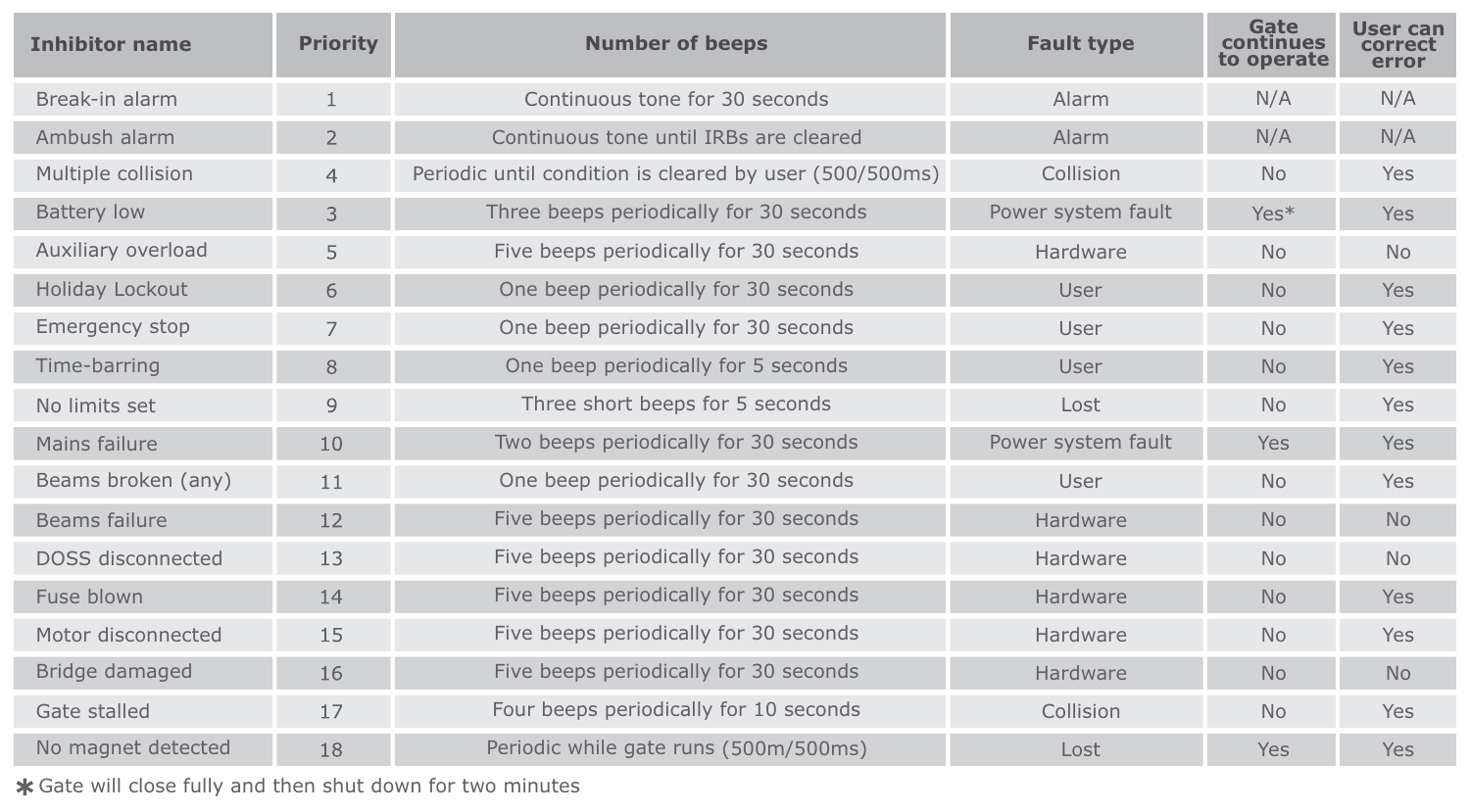| Inhibitor name | Priority | Number of beeps | Fault type | Gate continues to operate | User can correct error |
|---|---|---|---|---|---|
| Break-in alarm | 1 | Continuous tone for 30 seconds | Alarm | N/A | N/A |
| Ambush alarm | 2 | Continuous tone until IRBs are cleared | Alarm | N/A | N/A |
| Multiple collision | 4 | Periodic until condition is cleared by user (500/500ms) | Collision | No | Yes |
| Battery low | 3 | Three beeps periodically for 30 seconds | Power system fault | Yes* | Yes |
| Auxiliary overload | 5 | Five beeps periodically for 30 seconds | Hardware | No | No |
| Holiday Lockout | 6 | One beep periodically for 30 seconds | User | No | Yes |
| Emergency stop | 7 | One beep periodically for 30 seconds | User | No | Yes |
| Time-barring | 8 | One beep periodically for 5 seconds | User | No | Yes |
| No limits set | 9 | Three short beeps for 5 seconds | Lost | No | Yes |
| Mains failure | 10 | Two beeps periodically for 30 seconds | Power system fault | Yes | Yes |
| Beams broken (any) | 11 | One beep periodically for 30 seconds | User | No | Yes |
| Beams failure | 12 | Five beeps periodically for 30 seconds | Hardware | No | No |
| DOSS disconnected | 13 | Five beeps periodically for 30 seconds | Hardware | No | No |
| Fuse blown | 14 | Five beeps periodically for 30 seconds | Hardware | No | Yes |
| Motor disconnected | 15 | Five beeps periodically for 30 seconds | Hardware | No | Yes |
| Bridge damaged | 16 | Five beeps periodically for 30 seconds | Hardware | No | No |
| Gate stalled | 17 | Four beeps periodically for 10 seconds | Collision | No | Yes |
| No magnet detected | 18 | Periodic while gate runs (500m/500ms) | Lost | Yes | Yes |

* Gate will close fully and then shut down for two minutes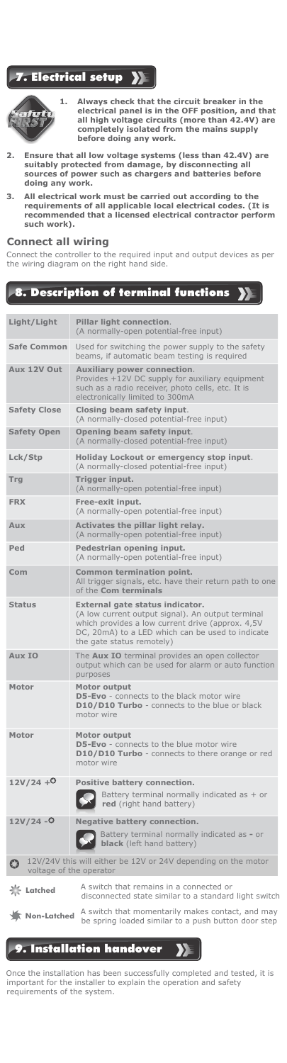## 7. Electrical setup

1. **Always check that the circuit breaker in the electrical panel is in the OFF position, and that all high voltage circuits (more than 42.4V) are completely isolated from the mains supply before doing any work.**
2. **Ensure that all low voltage systems (less than 42.4V) are suitably protected from damage, by disconnecting all sources of power such as chargers and batteries before doing any work.**
3. **All electrical work must be carried out according to the requirements of all applicable local electrical codes. (It is recommended that a licensed electrical contractor perform such work).**

### Connect all wiring

Connect the controller to the required input and output devices as per the wiring diagram on the right hand side.

## 8. Description of terminal functions

| Terminal | Function |
|---|---|
| Light/Light | **Pillar light connection**. (A normally-open potential-free input) |
| Safe Common | Used for switching the power supply to the safety beams, if automatic beam testing is required |
| Aux 12V Out | **Auxiliary power connection**. Provides +12V DC supply for auxiliary equipment such as a radio receiver, photo cells, etc. It is electronically limited to 300mA |
| Safety Close | **Closing beam safety input**. (A normally-closed potential-free input) |
| Safety Open | **Opening beam safety input**. (A normally-closed potential-free input) |
| Lck/Stp | **Holiday Lockout or emergency stop input**. (A normally-closed potential-free input) |
| Trg | **Trigger input.** (A normally-open potential-free input) |
| FRX | **Free-exit input.** (A normally-open potential-free input) |
| Aux | **Activates the pillar light relay.** (A normally-open potential-free input) |
| Ped | **Pedestrian opening input.** (A normally-open potential-free input) |
| Com | **Common termination point.** All trigger signals, etc. have their return path to one of the **Com terminals** |
| Status | **External gate status indicator.** (A low current output signal). An output terminal which provides a low current drive (approx. 4,5V DC, 20mA) to a LED which can be used to indicate the gate status remotely) |
| Aux IO | The **Aux IO** terminal provides an open collector output which can be used for alarm or auto function purposes |
| Motor | **Motor output** **D5-Evo** - connects to the black motor wire **D10/D10 Turbo** - connects to the blue or black motor wire |
| Motor | **Motor output** **D5-Evo** - connects to the blue motor wire **D10/D10 Turbo** - connects to there orange or red motor wire |
| 12V/24 + | **Positive battery connection.** Battery terminal normally indicated as + or **red** (right hand battery) |
| 12V/24 - | **Negative battery connection.** Battery terminal normally indicated as **-** or **black** (left hand battery) |

12V/24V this will either be 12V or 24V depending on the motor voltage of the operator

**Latched** – A switch that remains in a connected or disconnected state similar to a standard light switch

**Non-Latched** – A switch that momentarily makes contact, and may be spring loaded similar to a push button door step

## 9. Installation handover

Once the installation has been successfully completed and tested, it is important for the installer to explain the operation and safety requirements of the system.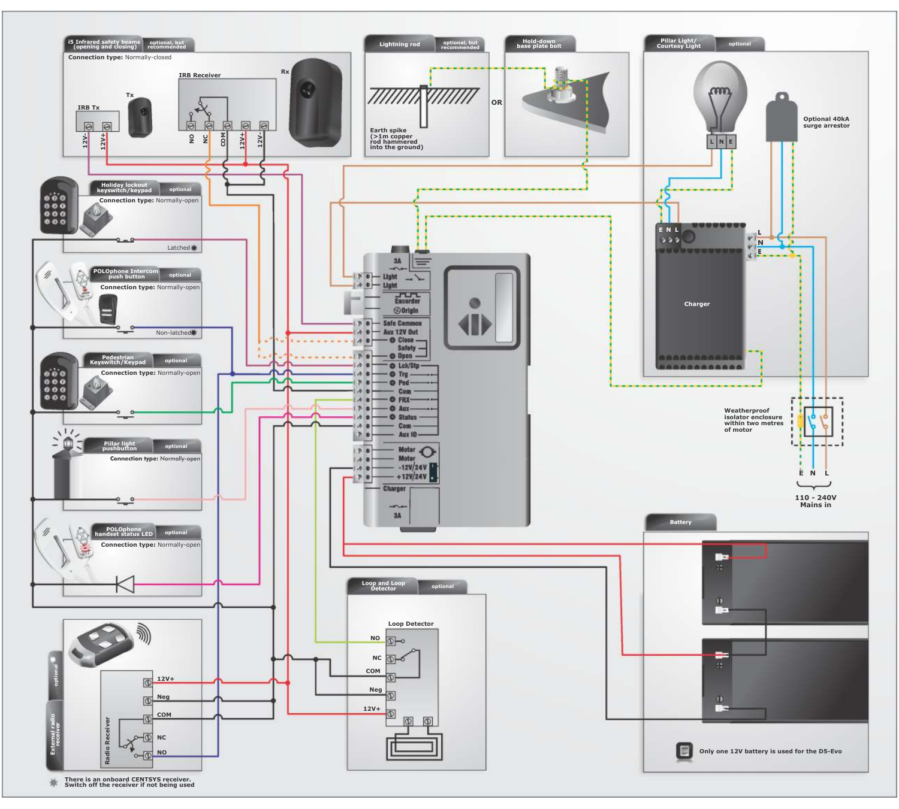### i5 Infrared safety beams (opening and closing) — optional, but recommended

**Connection type:** Normally-closed

IRB Tx — Tx — 12V- | 12V+

IRB Receiver — Rx — NO | NC | COM | 12V+ | 12V-

### Lightning rod — optional, but recommended

Earth spike (>1m copper rod hammered into the ground)

OR

### Hold-down base plate bolt

### Pillar Light/ Courtesy Light — optional

L | N | E

Optional 40kA surge arrestor

### Holiday lockout keyswitch/keypad — optional

**Connection type:** Normally-open

Latched ✱

### POLOphone Intercom push button — optional

**Connection type:** Normally-open

Non-latched ✱

### Pedestrian Keyswitch/Keypad — optional

**Connection type:** Normally-open

### Pillar light pushbutton — optional

**Connection type:** Normally-open

### POLOphone handset status LED — optional

**Connection type:** Normally-open

### Controller

3A

Light | Light

Encorder | Origin

Safe Common | Aux 12V Out | Close | Safety | Open

Lck/Stp | Trg | Ped | Com | FRX | Aux | Status | Com | Aux IO

Motor | Motor | -12V/24V | +12V/24V

Charger

3A

### Charger

E N L

L | N | E

Weatherproof isolator enclosure within two metres of motor

E N L

110 - 240V Mains in

### Battery

Only one 12V battery is used for the D5-Evo

### Loop and Loop Detector — optional

Loop Detector — NO | NC | COM | Neg | 12V+

### External radio receiver — optional

Radio Receiver — 12V+ | Neg | COM | NC | NO

✱ There is an onboard CENTSYS receiver. Switch off the receiver if not being used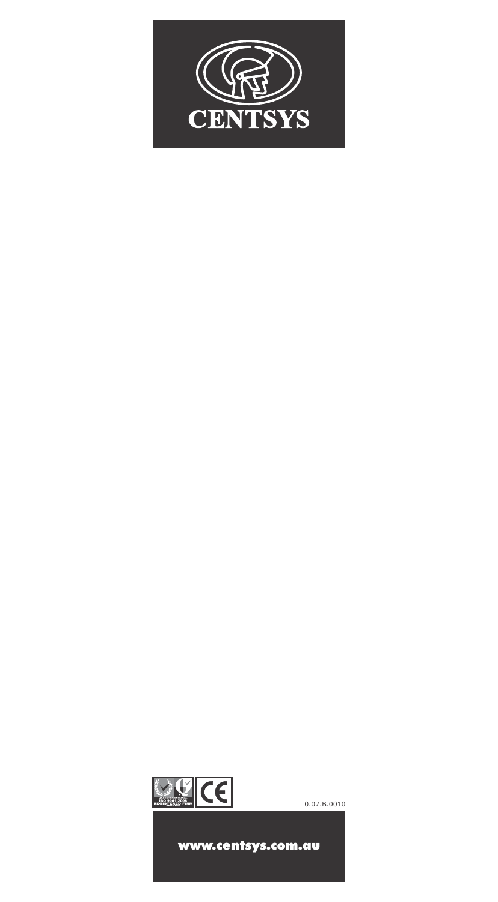CENTSYS

0.07.B.0010

www.centsys.com.au